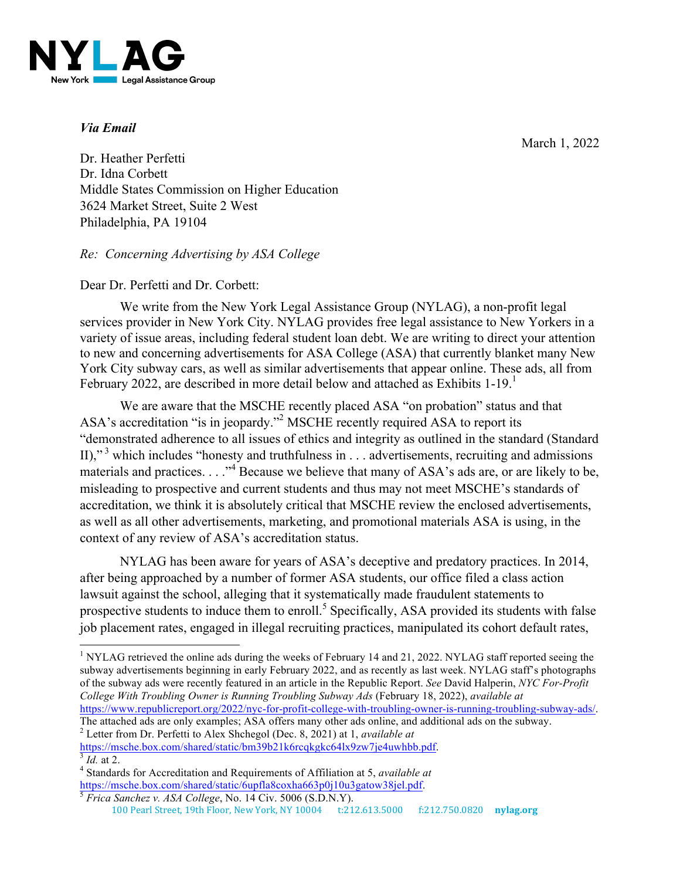NYLAG
New York Legal Assistance Group

***Via Email***

March 1, 2022

Dr. Heather Perfetti
Dr. Idna Corbett
Middle States Commission on Higher Education
3624 Market Street, Suite 2 West
Philadelphia, PA 19104

*Re: Concerning Advertising by ASA College*

Dear Dr. Perfetti and Dr. Corbett:

We write from the New York Legal Assistance Group (NYLAG), a non-profit legal services provider in New York City. NYLAG provides free legal assistance to New Yorkers in a variety of issue areas, including federal student loan debt. We are writing to direct your attention to new and concerning advertisements for ASA College (ASA) that currently blanket many New York City subway cars, as well as similar advertisements that appear online. These ads, all from February 2022, are described in more detail below and attached as Exhibits 1-19.[1]

We are aware that the MSCHE recently placed ASA "on probation" status and that ASA's accreditation "is in jeopardy."[2] MSCHE recently required ASA to report its "demonstrated adherence to all issues of ethics and integrity as outlined in the standard (Standard II),"[3] which includes "honesty and truthfulness in . . . advertisements, recruiting and admissions materials and practices. . . ."[4] Because we believe that many of ASA's ads are, or are likely to be, misleading to prospective and current students and thus may not meet MSCHE's standards of accreditation, we think it is absolutely critical that MSCHE review the enclosed advertisements, as well as all other advertisements, marketing, and promotional materials ASA is using, in the context of any review of ASA's accreditation status.

NYLAG has been aware for years of ASA's deceptive and predatory practices. In 2014, after being approached by a number of former ASA students, our office filed a class action lawsuit against the school, alleging that it systematically made fraudulent statements to prospective students to induce them to enroll.[5] Specifically, ASA provided its students with false job placement rates, engaged in illegal recruiting practices, manipulated its cohort default rates,

---

[1] NYLAG retrieved the online ads during the weeks of February 14 and 21, 2022. NYLAG staff reported seeing the subway advertisements beginning in early February 2022, and as recently as last week. NYLAG staff's photographs of the subway ads were recently featured in an article in the Republic Report. *See* David Halperin, *NYC For-Profit College With Troubling Owner is Running Troubling Subway Ads* (February 18, 2022), *available at* https://www.republicreport.org/2022/nyc-for-profit-college-with-troubling-owner-is-running-troubling-subway-ads/. The attached ads are only examples; ASA offers many other ads online, and additional ads on the subway.

[2] Letter from Dr. Perfetti to Alex Shchegol (Dec. 8, 2021) at 1, *available at* https://msche.box.com/shared/static/bm39b21k6rcqkgkc64lx9zw7je4uwhbb.pdf.

[3] *Id.* at 2.

[4] Standards for Accreditation and Requirements of Affiliation at 5, *available at* https://msche.box.com/shared/static/6upfla8coxha663p0j10u3gatow38jel.pdf.

[5] *Frica Sanchez v. ASA College*, No. 14 Civ. 5006 (S.D.N.Y).

100 Pearl Street, 19th Floor, New York, NY 10004 t:212.613.5000 f:212.750.0820 nylag.org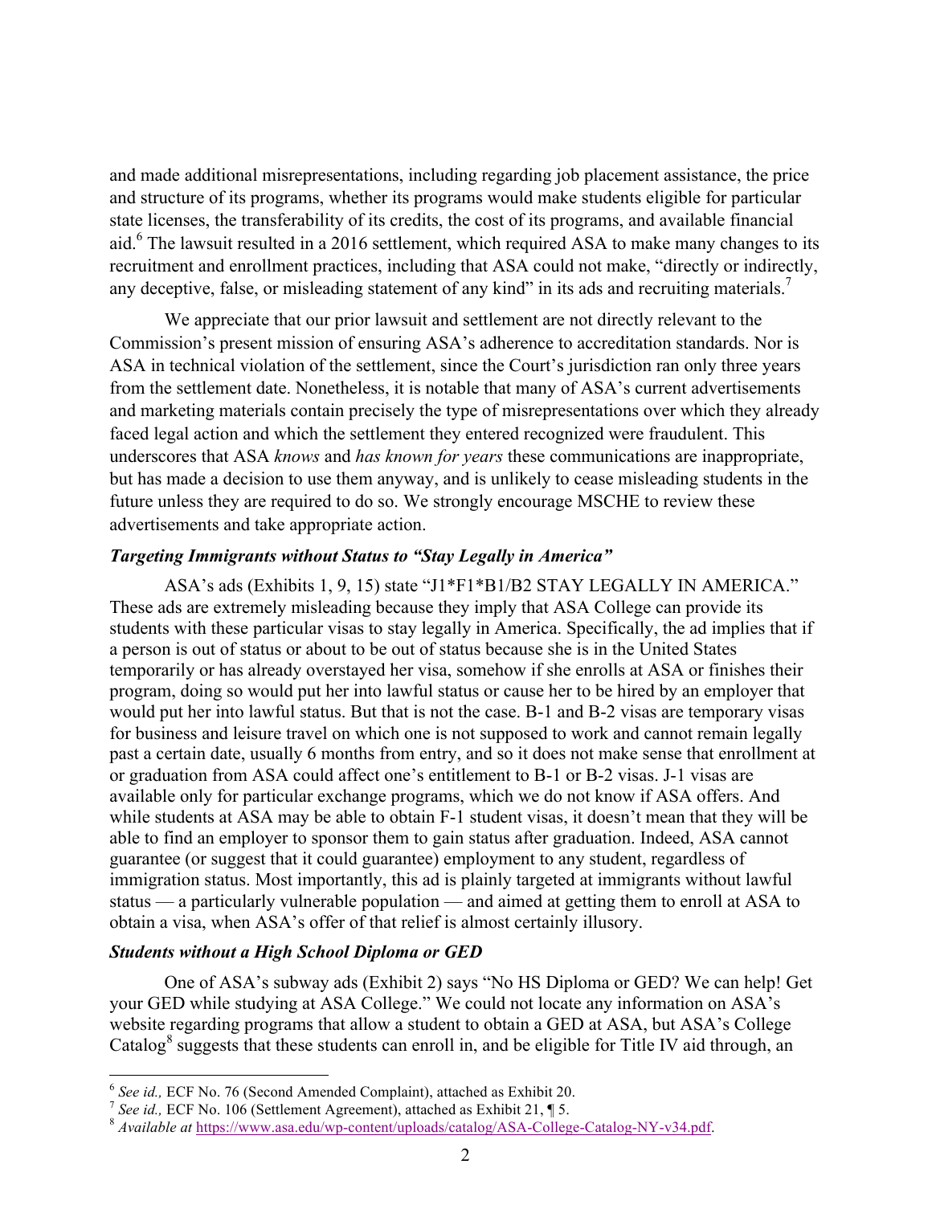and made additional misrepresentations, including regarding job placement assistance, the price and structure of its programs, whether its programs would make students eligible for particular state licenses, the transferability of its credits, the cost of its programs, and available financial aid.[6] The lawsuit resulted in a 2016 settlement, which required ASA to make many changes to its recruitment and enrollment practices, including that ASA could not make, "directly or indirectly, any deceptive, false, or misleading statement of any kind" in its ads and recruiting materials.[7]

We appreciate that our prior lawsuit and settlement are not directly relevant to the Commission's present mission of ensuring ASA's adherence to accreditation standards. Nor is ASA in technical violation of the settlement, since the Court's jurisdiction ran only three years from the settlement date. Nonetheless, it is notable that many of ASA's current advertisements and marketing materials contain precisely the type of misrepresentations over which they already faced legal action and which the settlement they entered recognized were fraudulent. This underscores that ASA *knows* and *has known for years* these communications are inappropriate, but has made a decision to use them anyway, and is unlikely to cease misleading students in the future unless they are required to do so. We strongly encourage MSCHE to review these advertisements and take appropriate action.

***Targeting Immigrants without Status to "Stay Legally in America"***

ASA's ads (Exhibits 1, 9, 15) state "J1*F1*B1/B2 STAY LEGALLY IN AMERICA." These ads are extremely misleading because they imply that ASA College can provide its students with these particular visas to stay legally in America. Specifically, the ad implies that if a person is out of status or about to be out of status because she is in the United States temporarily or has already overstayed her visa, somehow if she enrolls at ASA or finishes their program, doing so would put her into lawful status or cause her to be hired by an employer that would put her into lawful status. But that is not the case. B-1 and B-2 visas are temporary visas for business and leisure travel on which one is not supposed to work and cannot remain legally past a certain date, usually 6 months from entry, and so it does not make sense that enrollment at or graduation from ASA could affect one's entitlement to B-1 or B-2 visas. J-1 visas are available only for particular exchange programs, which we do not know if ASA offers. And while students at ASA may be able to obtain F-1 student visas, it doesn't mean that they will be able to find an employer to sponsor them to gain status after graduation. Indeed, ASA cannot guarantee (or suggest that it could guarantee) employment to any student, regardless of immigration status. Most importantly, this ad is plainly targeted at immigrants without lawful status — a particularly vulnerable population — and aimed at getting them to enroll at ASA to obtain a visa, when ASA's offer of that relief is almost certainly illusory.

***Students without a High School Diploma or GED***

One of ASA's subway ads (Exhibit 2) says "No HS Diploma or GED? We can help! Get your GED while studying at ASA College." We could not locate any information on ASA's website regarding programs that allow a student to obtain a GED at ASA, but ASA's College Catalog[8] suggests that these students can enroll in, and be eligible for Title IV aid through, an

---

[6] *See id.,* ECF No. 76 (Second Amended Complaint), attached as Exhibit 20.

[7] *See id.,* ECF No. 106 (Settlement Agreement), attached as Exhibit 21, ¶ 5.

[8] *Available at* https://www.asa.edu/wp-content/uploads/catalog/ASA-College-Catalog-NY-v34.pdf.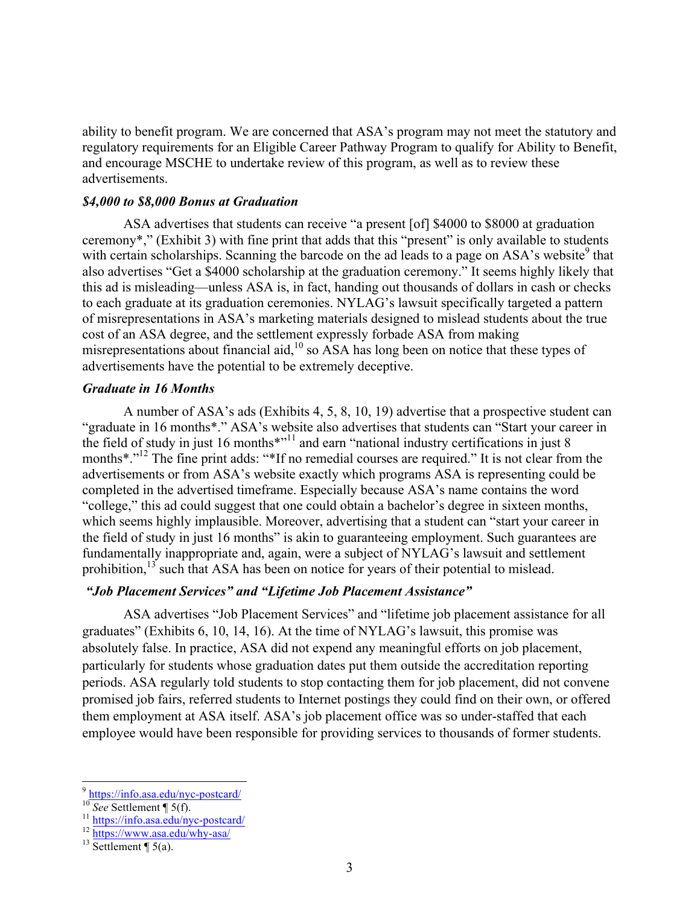ability to benefit program. We are concerned that ASA's program may not meet the statutory and regulatory requirements for an Eligible Career Pathway Program to qualify for Ability to Benefit, and encourage MSCHE to undertake review of this program, as well as to review these advertisements.

### ***$4,000 to $8,000 Bonus at Graduation***

ASA advertises that students can receive "a present [of] $4000 to $8000 at graduation ceremony*," (Exhibit 3) with fine print that adds that this "present" is only available to students with certain scholarships. Scanning the barcode on the ad leads to a page on ASA's website[9] that also advertises "Get a $4000 scholarship at the graduation ceremony." It seems highly likely that this ad is misleading—unless ASA is, in fact, handing out thousands of dollars in cash or checks to each graduate at its graduation ceremonies. NYLAG's lawsuit specifically targeted a pattern of misrepresentations in ASA's marketing materials designed to mislead students about the true cost of an ASA degree, and the settlement expressly forbade ASA from making misrepresentations about financial aid,[10] so ASA has long been on notice that these types of advertisements have the potential to be extremely deceptive.

### ***Graduate in 16 Months***

A number of ASA's ads (Exhibits 4, 5, 8, 10, 19) advertise that a prospective student can "graduate in 16 months*." ASA's website also advertises that students can "Start your career in the field of study in just 16 months*"[11] and earn "national industry certifications in just 8 months*."[12] The fine print adds: "*If no remedial courses are required." It is not clear from the advertisements or from ASA's website exactly which programs ASA is representing could be completed in the advertised timeframe. Especially because ASA's name contains the word "college," this ad could suggest that one could obtain a bachelor's degree in sixteen months, which seems highly implausible. Moreover, advertising that a student can "start your career in the field of study in just 16 months" is akin to guaranteeing employment. Such guarantees are fundamentally inappropriate and, again, were a subject of NYLAG's lawsuit and settlement prohibition,[13] such that ASA has been on notice for years of their potential to mislead.

### ***"Job Placement Services" and "Lifetime Job Placement Assistance"***

ASA advertises "Job Placement Services" and "lifetime job placement assistance for all graduates" (Exhibits 6, 10, 14, 16). At the time of NYLAG's lawsuit, this promise was absolutely false. In practice, ASA did not expend any meaningful efforts on job placement, particularly for students whose graduation dates put them outside the accreditation reporting periods. ASA regularly told students to stop contacting them for job placement, did not convene promised job fairs, referred students to Internet postings they could find on their own, or offered them employment at ASA itself. ASA's job placement office was so under-staffed that each employee would have been responsible for providing services to thousands of former students.

---

[9] https://info.asa.edu/nyc-postcard/

[10] *See* Settlement ¶ 5(f).

[11] https://info.asa.edu/nyc-postcard/

[12] https://www.asa.edu/why-asa/

[13] Settlement ¶ 5(a).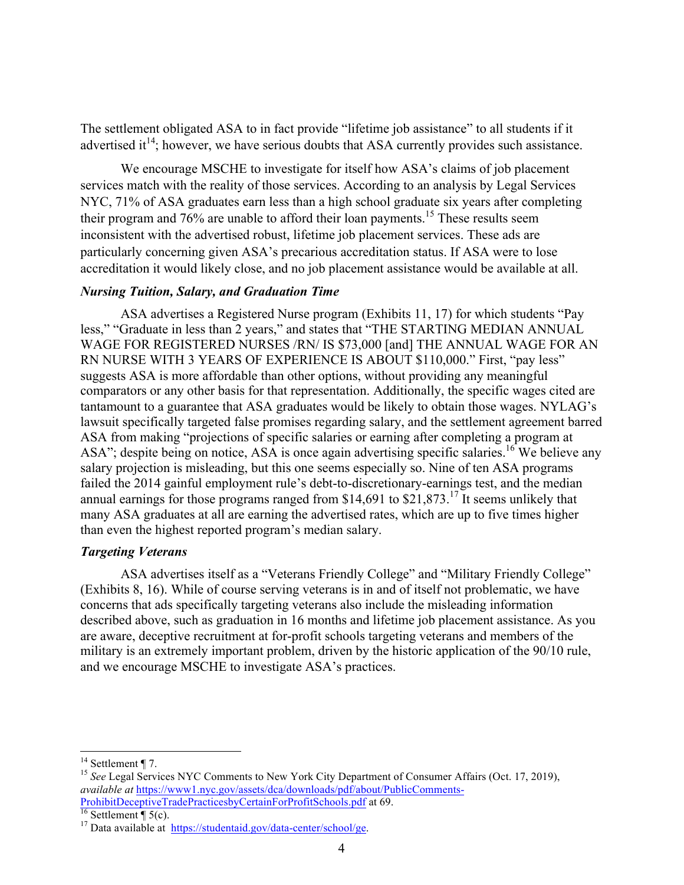The settlement obligated ASA to in fact provide "lifetime job assistance" to all students if it advertised it[14]; however, we have serious doubts that ASA currently provides such assistance.

We encourage MSCHE to investigate for itself how ASA's claims of job placement services match with the reality of those services. According to an analysis by Legal Services NYC, 71% of ASA graduates earn less than a high school graduate six years after completing their program and 76% are unable to afford their loan payments.[15] These results seem inconsistent with the advertised robust, lifetime job placement services. These ads are particularly concerning given ASA's precarious accreditation status. If ASA were to lose accreditation it would likely close, and no job placement assistance would be available at all.

***Nursing Tuition, Salary, and Graduation Time***

ASA advertises a Registered Nurse program (Exhibits 11, 17) for which students "Pay less," "Graduate in less than 2 years," and states that "THE STARTING MEDIAN ANNUAL WAGE FOR REGISTERED NURSES /RN/ IS $73,000 [and] THE ANNUAL WAGE FOR AN RN NURSE WITH 3 YEARS OF EXPERIENCE IS ABOUT $110,000." First, "pay less" suggests ASA is more affordable than other options, without providing any meaningful comparators or any other basis for that representation. Additionally, the specific wages cited are tantamount to a guarantee that ASA graduates would be likely to obtain those wages. NYLAG's lawsuit specifically targeted false promises regarding salary, and the settlement agreement barred ASA from making "projections of specific salaries or earning after completing a program at ASA"; despite being on notice, ASA is once again advertising specific salaries.[16] We believe any salary projection is misleading, but this one seems especially so. Nine of ten ASA programs failed the 2014 gainful employment rule's debt-to-discretionary-earnings test, and the median annual earnings for those programs ranged from $14,691 to $21,873.[17] It seems unlikely that many ASA graduates at all are earning the advertised rates, which are up to five times higher than even the highest reported program's median salary.

***Targeting Veterans***

ASA advertises itself as a "Veterans Friendly College" and "Military Friendly College" (Exhibits 8, 16). While of course serving veterans is in and of itself not problematic, we have concerns that ads specifically targeting veterans also include the misleading information described above, such as graduation in 16 months and lifetime job placement assistance. As you are aware, deceptive recruitment at for-profit schools targeting veterans and members of the military is an extremely important problem, driven by the historic application of the 90/10 rule, and we encourage MSCHE to investigate ASA's practices.

---

[14] Settlement ¶ 7.

[15] *See* Legal Services NYC Comments to New York City Department of Consumer Affairs (Oct. 17, 2019), *available at* https://www1.nyc.gov/assets/dca/downloads/pdf/about/PublicComments-ProhibitDeceptiveTradePracticesbyCertainForProfitSchools.pdf at 69.

[16] Settlement ¶ 5(c).

[17] Data available at https://studentaid.gov/data-center/school/ge.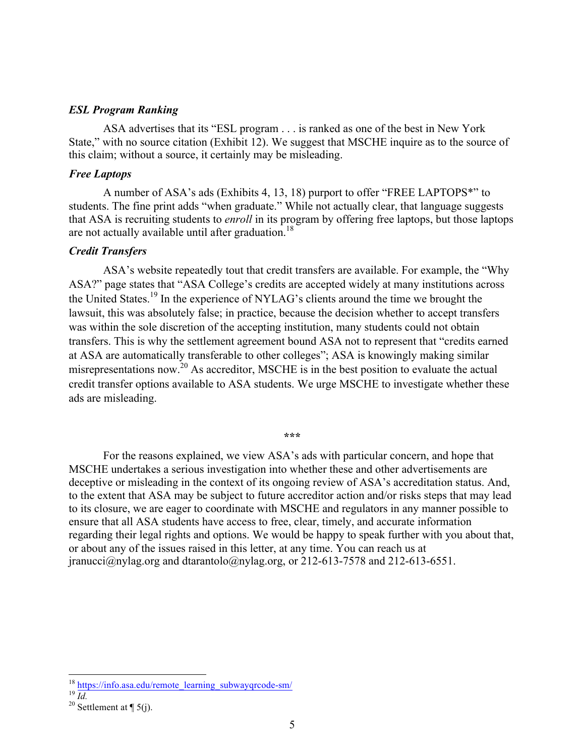***ESL Program Ranking***

ASA advertises that its "ESL program . . . is ranked as one of the best in New York State," with no source citation (Exhibit 12). We suggest that MSCHE inquire as to the source of this claim; without a source, it certainly may be misleading.

***Free Laptops***

A number of ASA's ads (Exhibits 4, 13, 18) purport to offer "FREE LAPTOPS*" to students. The fine print adds "when graduate." While not actually clear, that language suggests that ASA is recruiting students to *enroll* in its program by offering free laptops, but those laptops are not actually available until after graduation.[18]

***Credit Transfers***

ASA's website repeatedly tout that credit transfers are available. For example, the "Why ASA?" page states that "ASA College's credits are accepted widely at many institutions across the United States.[19] In the experience of NYLAG's clients around the time we brought the lawsuit, this was absolutely false; in practice, because the decision whether to accept transfers was within the sole discretion of the accepting institution, many students could not obtain transfers. This is why the settlement agreement bound ASA not to represent that "credits earned at ASA are automatically transferable to other colleges"; ASA is knowingly making similar misrepresentations now.[20] As accreditor, MSCHE is in the best position to evaluate the actual credit transfer options available to ASA students. We urge MSCHE to investigate whether these ads are misleading.

***

For the reasons explained, we view ASA's ads with particular concern, and hope that MSCHE undertakes a serious investigation into whether these and other advertisements are deceptive or misleading in the context of its ongoing review of ASA's accreditation status. And, to the extent that ASA may be subject to future accreditor action and/or risks steps that may lead to its closure, we are eager to coordinate with MSCHE and regulators in any manner possible to ensure that all ASA students have access to free, clear, timely, and accurate information regarding their legal rights and options. We would be happy to speak further with you about that, or about any of the issues raised in this letter, at any time. You can reach us at jranucci@nylag.org and dtarantolo@nylag.org, or 212-613-7578 and 212-613-6551.

---

[18] https://info.asa.edu/remote_learning_subwayqrcode-sm/

[19] *Id.*

[20] Settlement at ¶ 5(j).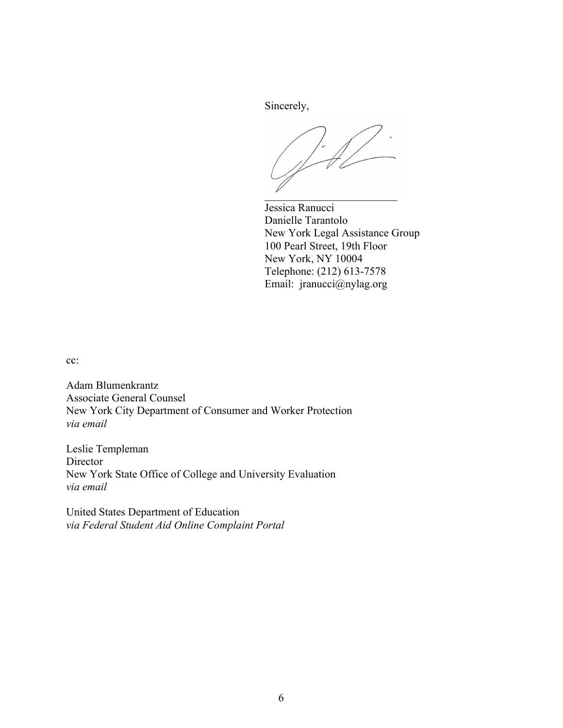Sincerely,

\_\_\_\_\_\_\_\_\_\_\_\_\_\_\_\_\_\_\_\_\_\_\_\_

Jessica Ranucci
Danielle Tarantolo
New York Legal Assistance Group
100 Pearl Street, 19th Floor
New York, NY 10004
Telephone: (212) 613-7578
Email: jranucci@nylag.org

cc:

Adam Blumenkrantz
Associate General Counsel
New York City Department of Consumer and Worker Protection
*via email*

Leslie Templeman
Director
New York State Office of College and University Evaluation
*via email*

United States Department of Education
*via Federal Student Aid Online Complaint Portal*